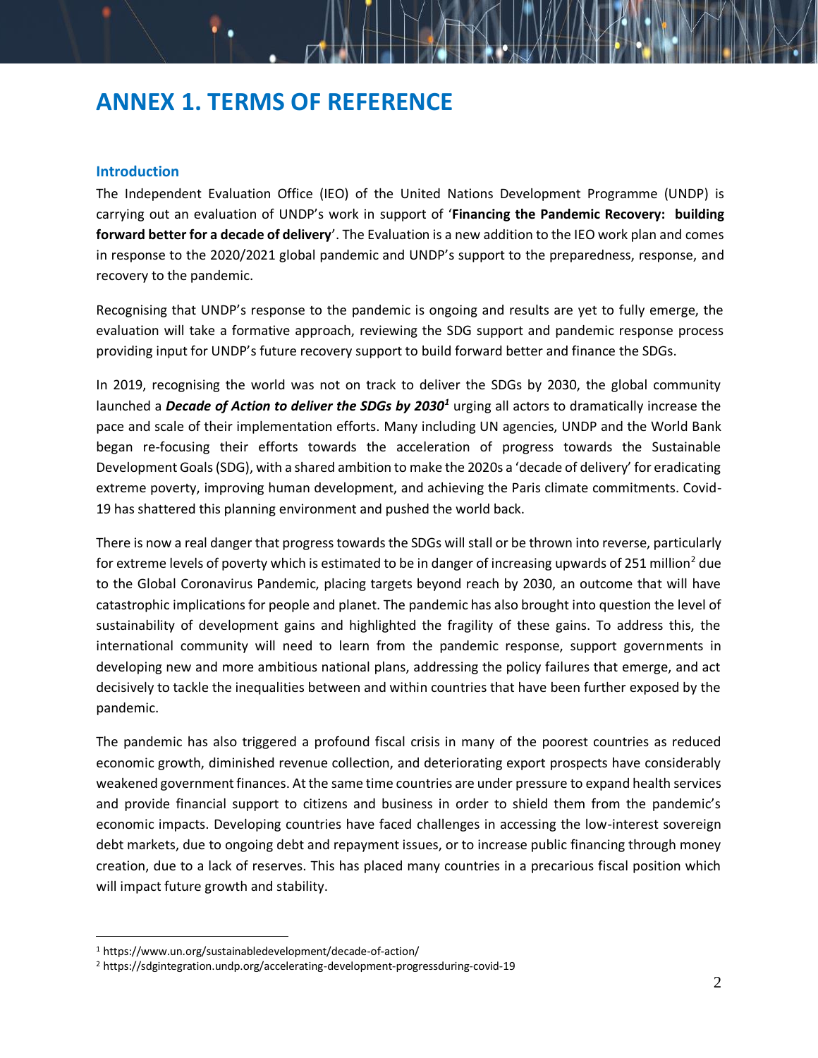# ANNEX 1. TERMS OF REFERENCE

## Introduction

The Independent Evaluation Office (IEO) of the United Nations Development Programme (UNDP) is carrying out an evaluation of UNDP's work in support of '**Financing the Pandemic Recovery: building forward better for a decade of delivery**'. The Evaluation is a new addition to the IEO work plan and comes in response to the 2020/2021 global pandemic and UNDP's support to the preparedness, response, and recovery to the pandemic.

Recognising that UNDP's response to the pandemic is ongoing and results are yet to fully emerge, the evaluation will take a formative approach, reviewing the SDG support and pandemic response process providing input for UNDP's future recovery support to build forward better and finance the SDGs.

In 2019, recognising the world was not on track to deliver the SDGs by 2030, the global community launched a ***Decade of Action to deliver the SDGs by 2030***[1] urging all actors to dramatically increase the pace and scale of their implementation efforts. Many including UN agencies, UNDP and the World Bank began re-focusing their efforts towards the acceleration of progress towards the Sustainable Development Goals (SDG), with a shared ambition to make the 2020s a 'decade of delivery' for eradicating extreme poverty, improving human development, and achieving the Paris climate commitments. Covid-19 has shattered this planning environment and pushed the world back.

There is now a real danger that progress towards the SDGs will stall or be thrown into reverse, particularly for extreme levels of poverty which is estimated to be in danger of increasing upwards of 251 million[2] due to the Global Coronavirus Pandemic, placing targets beyond reach by 2030, an outcome that will have catastrophic implications for people and planet. The pandemic has also brought into question the level of sustainability of development gains and highlighted the fragility of these gains. To address this, the international community will need to learn from the pandemic response, support governments in developing new and more ambitious national plans, addressing the policy failures that emerge, and act decisively to tackle the inequalities between and within countries that have been further exposed by the pandemic.

The pandemic has also triggered a profound fiscal crisis in many of the poorest countries as reduced economic growth, diminished revenue collection, and deteriorating export prospects have considerably weakened government finances. At the same time countries are under pressure to expand health services and provide financial support to citizens and business in order to shield them from the pandemic's economic impacts. Developing countries have faced challenges in accessing the low-interest sovereign debt markets, due to ongoing debt and repayment issues, or to increase public financing through money creation, due to a lack of reserves. This has placed many countries in a precarious fiscal position which will impact future growth and stability.

---

[1] https://www.un.org/sustainabledevelopment/decade-of-action/

[2] https://sdgintegration.undp.org/accelerating-development-progressduring-covid-19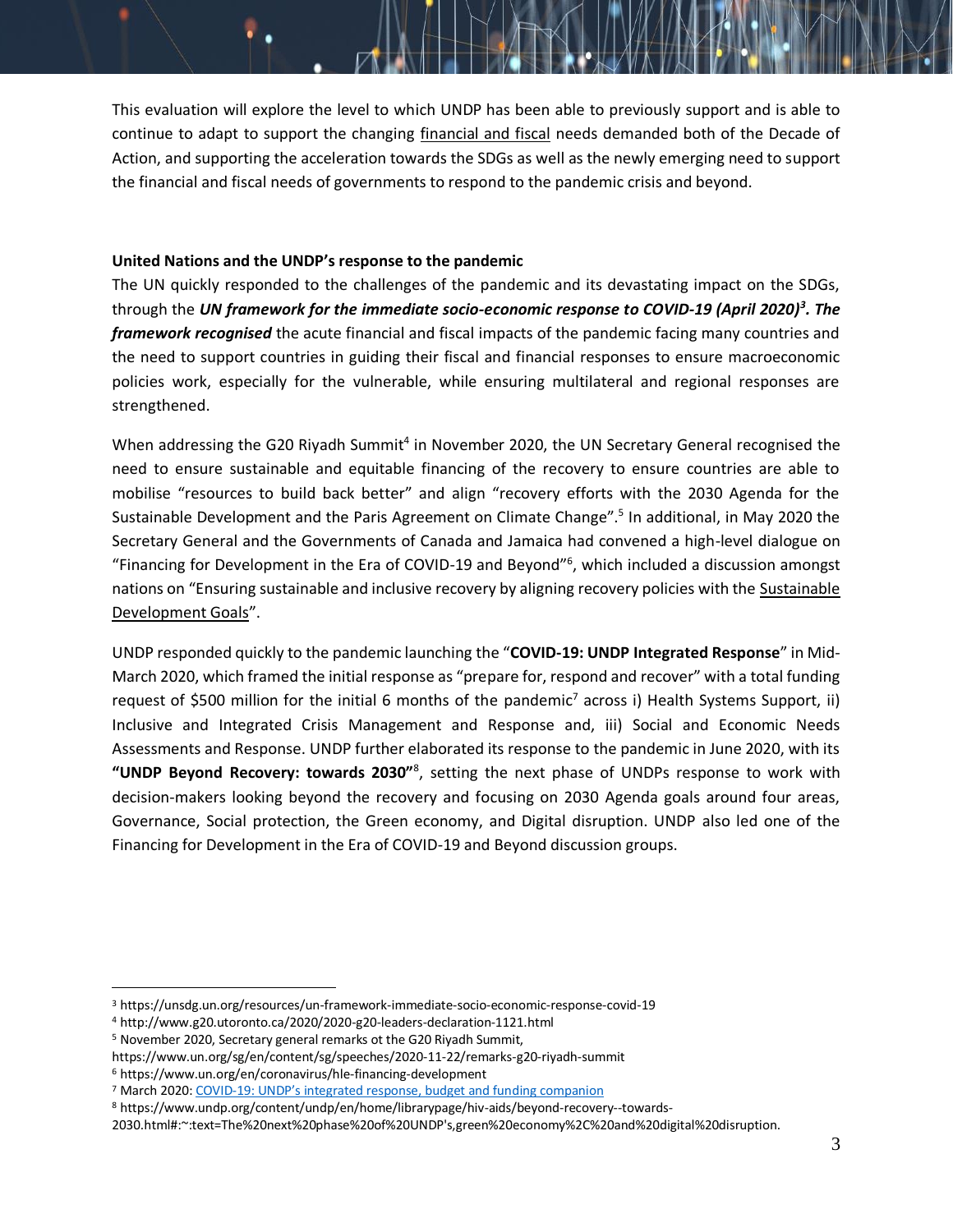This evaluation will explore the level to which UNDP has been able to previously support and is able to continue to adapt to support the changing financial and fiscal needs demanded both of the Decade of Action, and supporting the acceleration towards the SDGs as well as the newly emerging need to support the financial and fiscal needs of governments to respond to the pandemic crisis and beyond.

**United Nations and the UNDP's response to the pandemic**

The UN quickly responded to the challenges of the pandemic and its devastating impact on the SDGs, through the ***UN framework for the immediate socio-economic response to COVID-19 (April 2020)[3]. The framework recognised*** the acute financial and fiscal impacts of the pandemic facing many countries and the need to support countries in guiding their fiscal and financial responses to ensure macroeconomic policies work, especially for the vulnerable, while ensuring multilateral and regional responses are strengthened.

When addressing the G20 Riyadh Summit[4] in November 2020, the UN Secretary General recognised the need to ensure sustainable and equitable financing of the recovery to ensure countries are able to mobilise "resources to build back better" and align "recovery efforts with the 2030 Agenda for the Sustainable Development and the Paris Agreement on Climate Change".[5] In additional, in May 2020 the Secretary General and the Governments of Canada and Jamaica had convened a high-level dialogue on "Financing for Development in the Era of COVID-19 and Beyond"[6], which included a discussion amongst nations on "Ensuring sustainable and inclusive recovery by aligning recovery policies with the Sustainable Development Goals".

UNDP responded quickly to the pandemic launching the "**COVID-19: UNDP Integrated Response**" in Mid-March 2020, which framed the initial response as "prepare for, respond and recover" with a total funding request of $500 million for the initial 6 months of the pandemic[7] across i) Health Systems Support, ii) Inclusive and Integrated Crisis Management and Response and, iii) Social and Economic Needs Assessments and Response. UNDP further elaborated its response to the pandemic in June 2020, with its **"UNDP Beyond Recovery: towards 2030"**[8], setting the next phase of UNDPs response to work with decision-makers looking beyond the recovery and focusing on 2030 Agenda goals around four areas, Governance, Social protection, the Green economy, and Digital disruption. UNDP also led one of the Financing for Development in the Era of COVID-19 and Beyond discussion groups.

---

[3] https://unsdg.un.org/resources/un-framework-immediate-socio-economic-response-covid-19

[4] http://www.g20.utoronto.ca/2020/2020-g20-leaders-declaration-1121.html

[5] November 2020, Secretary general remarks ot the G20 Riyadh Summit, https://www.un.org/sg/en/content/sg/speeches/2020-11-22/remarks-g20-riyadh-summit

[6] https://www.un.org/en/coronavirus/hle-financing-development

[7] March 2020: COVID-19: UNDP's integrated response, budget and funding companion

[8] https://www.undp.org/content/undp/en/home/librarypage/hiv-aids/beyond-recovery--towards-2030.html#:~:text=The%20next%20phase%20of%20UNDP's,green%20economy%2C%20and%20digital%20disruption.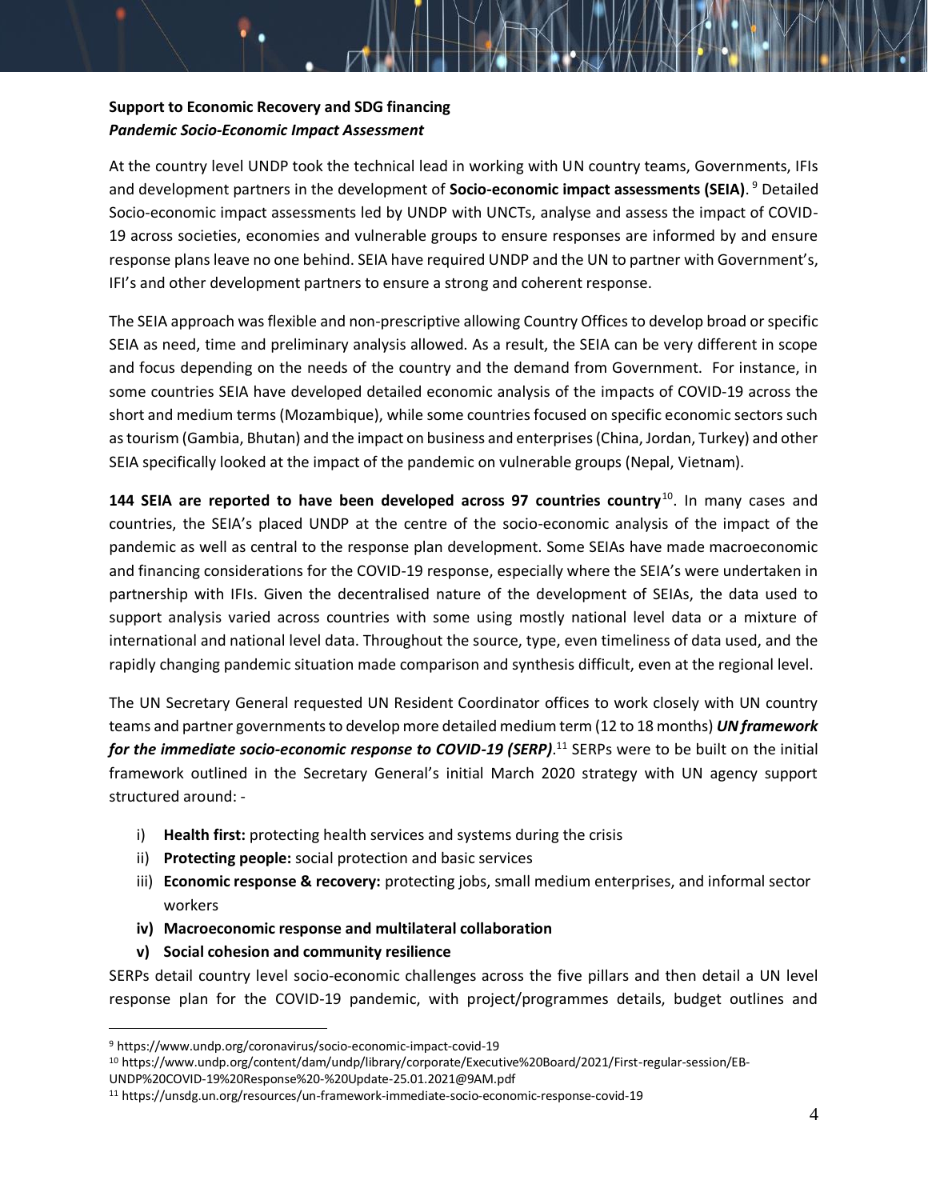**Support to Economic Recovery and SDG financing**
***Pandemic Socio-Economic Impact Assessment***

At the country level UNDP took the technical lead in working with UN country teams, Governments, IFIs and development partners in the development of **Socio-economic impact assessments (SEIA)**. [9] Detailed Socio-economic impact assessments led by UNDP with UNCTs, analyse and assess the impact of COVID-19 across societies, economies and vulnerable groups to ensure responses are informed by and ensure response plans leave no one behind. SEIA have required UNDP and the UN to partner with Government's, IFI's and other development partners to ensure a strong and coherent response.

The SEIA approach was flexible and non-prescriptive allowing Country Offices to develop broad or specific SEIA as need, time and preliminary analysis allowed. As a result, the SEIA can be very different in scope and focus depending on the needs of the country and the demand from Government. For instance, in some countries SEIA have developed detailed economic analysis of the impacts of COVID-19 across the short and medium terms (Mozambique), while some countries focused on specific economic sectors such as tourism (Gambia, Bhutan) and the impact on business and enterprises (China, Jordan, Turkey) and other SEIA specifically looked at the impact of the pandemic on vulnerable groups (Nepal, Vietnam).

**144 SEIA are reported to have been developed across 97 countries country**[10]. In many cases and countries, the SEIA's placed UNDP at the centre of the socio-economic analysis of the impact of the pandemic as well as central to the response plan development. Some SEIAs have made macroeconomic and financing considerations for the COVID-19 response, especially where the SEIA's were undertaken in partnership with IFIs. Given the decentralised nature of the development of SEIAs, the data used to support analysis varied across countries with some using mostly national level data or a mixture of international and national level data. Throughout the source, type, even timeliness of data used, and the rapidly changing pandemic situation made comparison and synthesis difficult, even at the regional level.

The UN Secretary General requested UN Resident Coordinator offices to work closely with UN country teams and partner governments to develop more detailed medium term (12 to 18 months) ***UN framework for the immediate socio-economic response to COVID-19 (SERP)***.[11] SERPs were to be built on the initial framework outlined in the Secretary General's initial March 2020 strategy with UN agency support structured around: -

i) **Health first:** protecting health services and systems during the crisis
ii) **Protecting people:** social protection and basic services
iii) **Economic response & recovery:** protecting jobs, small medium enterprises, and informal sector workers
iv) **Macroeconomic response and multilateral collaboration**
v) **Social cohesion and community resilience**

SERPs detail country level socio-economic challenges across the five pillars and then detail a UN level response plan for the COVID-19 pandemic, with project/programmes details, budget outlines and

---

[9] https://www.undp.org/coronavirus/socio-economic-impact-covid-19

[10] https://www.undp.org/content/dam/undp/library/corporate/Executive%20Board/2021/First-regular-session/EB-UNDP%20COVID-19%20Response%20-%20Update-25.01.2021@9AM.pdf

[11] https://unsdg.un.org/resources/un-framework-immediate-socio-economic-response-covid-19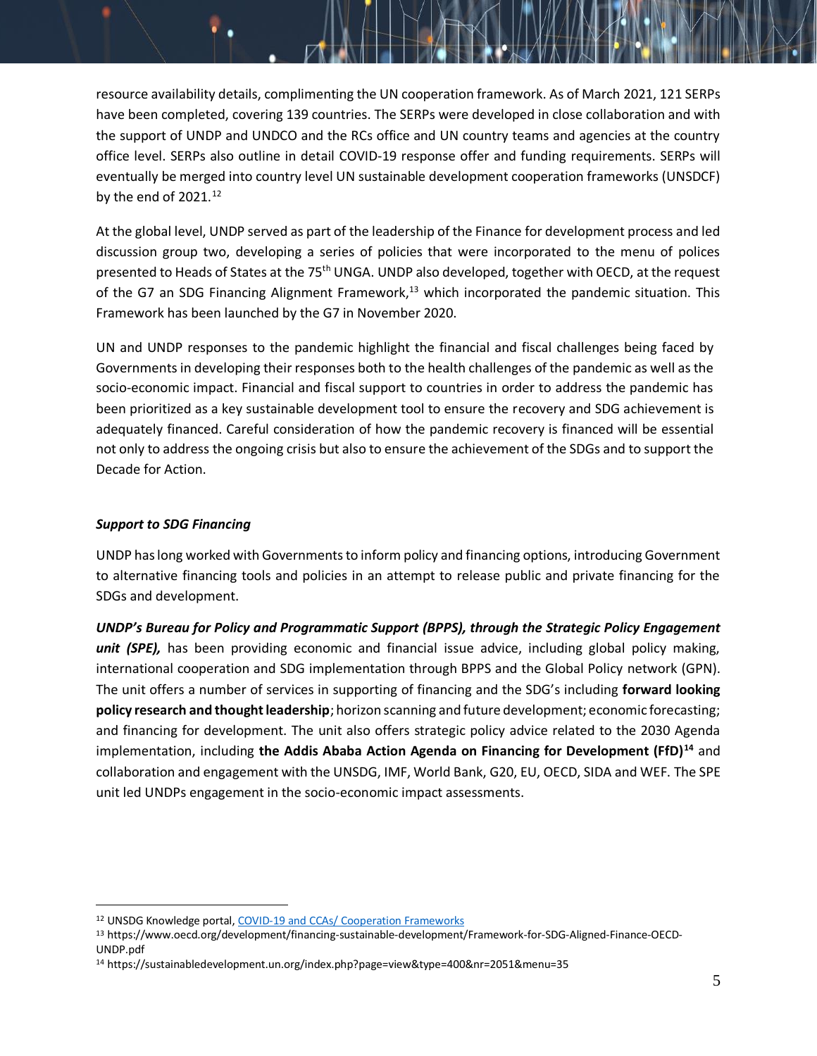resource availability details, complimenting the UN cooperation framework. As of March 2021, 121 SERPs have been completed, covering 139 countries. The SERPs were developed in close collaboration and with the support of UNDP and UNDCO and the RCs office and UN country teams and agencies at the country office level. SERPs also outline in detail COVID-19 response offer and funding requirements. SERPs will eventually be merged into country level UN sustainable development cooperation frameworks (UNSDCF) by the end of 2021.[12]

At the global level, UNDP served as part of the leadership of the Finance for development process and led discussion group two, developing a series of policies that were incorporated to the menu of polices presented to Heads of States at the 75th UNGA. UNDP also developed, together with OECD, at the request of the G7 an SDG Financing Alignment Framework,[13] which incorporated the pandemic situation. This Framework has been launched by the G7 in November 2020.

UN and UNDP responses to the pandemic highlight the financial and fiscal challenges being faced by Governments in developing their responses both to the health challenges of the pandemic as well as the socio-economic impact. Financial and fiscal support to countries in order to address the pandemic has been prioritized as a key sustainable development tool to ensure the recovery and SDG achievement is adequately financed. Careful consideration of how the pandemic recovery is financed will be essential not only to address the ongoing crisis but also to ensure the achievement of the SDGs and to support the Decade for Action.

***Support to SDG Financing***

UNDP has long worked with Governments to inform policy and financing options, introducing Government to alternative financing tools and policies in an attempt to release public and private financing for the SDGs and development.

***UNDP's Bureau for Policy and Programmatic Support (BPPS), through the Strategic Policy Engagement unit (SPE),*** has been providing economic and financial issue advice, including global policy making, international cooperation and SDG implementation through BPPS and the Global Policy network (GPN). The unit offers a number of services in supporting of financing and the SDG's including **forward looking policy research and thought leadership**; horizon scanning and future development; economic forecasting; and financing for development. The unit also offers strategic policy advice related to the 2030 Agenda implementation, including **the Addis Ababa Action Agenda on Financing for Development (FfD)**[14] and collaboration and engagement with the UNSDG, IMF, World Bank, G20, EU, OECD, SIDA and WEF. The SPE unit led UNDPs engagement in the socio-economic impact assessments.

---

[12] UNSDG Knowledge portal, COVID-19 and CCAs/ Cooperation Frameworks

[13] https://www.oecd.org/development/financing-sustainable-development/Framework-for-SDG-Aligned-Finance-OECD-UNDP.pdf

[14] https://sustainabledevelopment.un.org/index.php?page=view&type=400&nr=2051&menu=35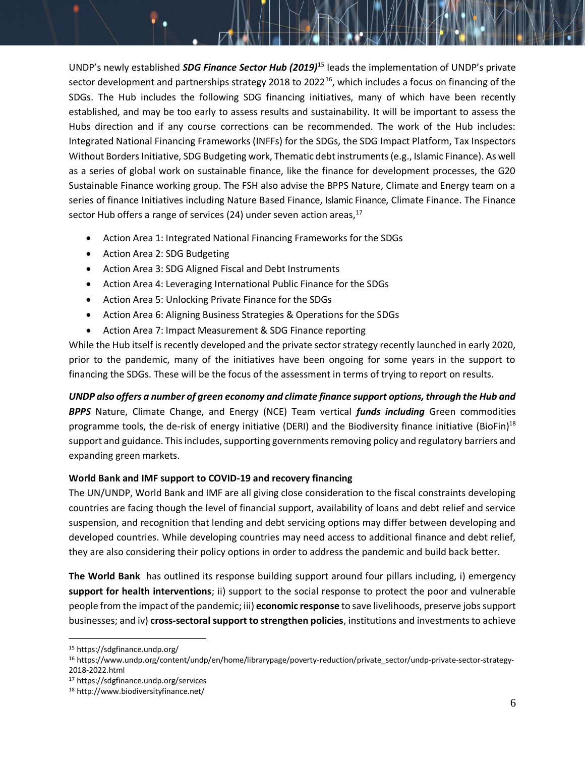UNDP's newly established ***SDG Finance Sector Hub (2019)***[15] leads the implementation of UNDP's private sector development and partnerships strategy 2018 to 2022[16], which includes a focus on financing of the SDGs. The Hub includes the following SDG financing initiatives, many of which have been recently established, and may be too early to assess results and sustainability. It will be important to assess the Hubs direction and if any course corrections can be recommended. The work of the Hub includes: Integrated National Financing Frameworks (INFFs) for the SDGs, the SDG Impact Platform, Tax Inspectors Without Borders Initiative, SDG Budgeting work, Thematic debt instruments (e.g., Islamic Finance). As well as a series of global work on sustainable finance, like the finance for development processes, the G20 Sustainable Finance working group. The FSH also advise the BPPS Nature, Climate and Energy team on a series of finance Initiatives including Nature Based Finance, Islamic Finance, Climate Finance. The Finance sector Hub offers a range of services (24) under seven action areas,[17]

- Action Area 1: Integrated National Financing Frameworks for the SDGs
- Action Area 2: SDG Budgeting
- Action Area 3: SDG Aligned Fiscal and Debt Instruments
- Action Area 4: Leveraging International Public Finance for the SDGs
- Action Area 5: Unlocking Private Finance for the SDGs
- Action Area 6: Aligning Business Strategies & Operations for the SDGs
- Action Area 7: Impact Measurement & SDG Finance reporting

While the Hub itself is recently developed and the private sector strategy recently launched in early 2020, prior to the pandemic, many of the initiatives have been ongoing for some years in the support to financing the SDGs. These will be the focus of the assessment in terms of trying to report on results.

***UNDP also offers a number of green economy and climate finance support options, through the Hub and BPPS*** Nature, Climate Change, and Energy (NCE) Team vertical ***funds including*** Green commodities programme tools, the de-risk of energy initiative (DERI) and the Biodiversity finance initiative (BioFin)[18] support and guidance. This includes, supporting governments removing policy and regulatory barriers and expanding green markets.

**World Bank and IMF support to COVID-19 and recovery financing**

The UN/UNDP, World Bank and IMF are all giving close consideration to the fiscal constraints developing countries are facing though the level of financial support, availability of loans and debt relief and service suspension, and recognition that lending and debt servicing options may differ between developing and developed countries. While developing countries may need access to additional finance and debt relief, they are also considering their policy options in order to address the pandemic and build back better.

**The World Bank** has outlined its response building support around four pillars including, i) emergency **support for health interventions**; ii) support to the social response to protect the poor and vulnerable people from the impact of the pandemic; iii) **economic response** to save livelihoods, preserve jobs support businesses; and iv) **cross-sectoral support to strengthen policies**, institutions and investments to achieve

[15] https://sdgfinance.undp.org/

[16] https://www.undp.org/content/undp/en/home/librarypage/poverty-reduction/private_sector/undp-private-sector-strategy-2018-2022.html

[17] https://sdgfinance.undp.org/services

[18] http://www.biodiversityfinance.net/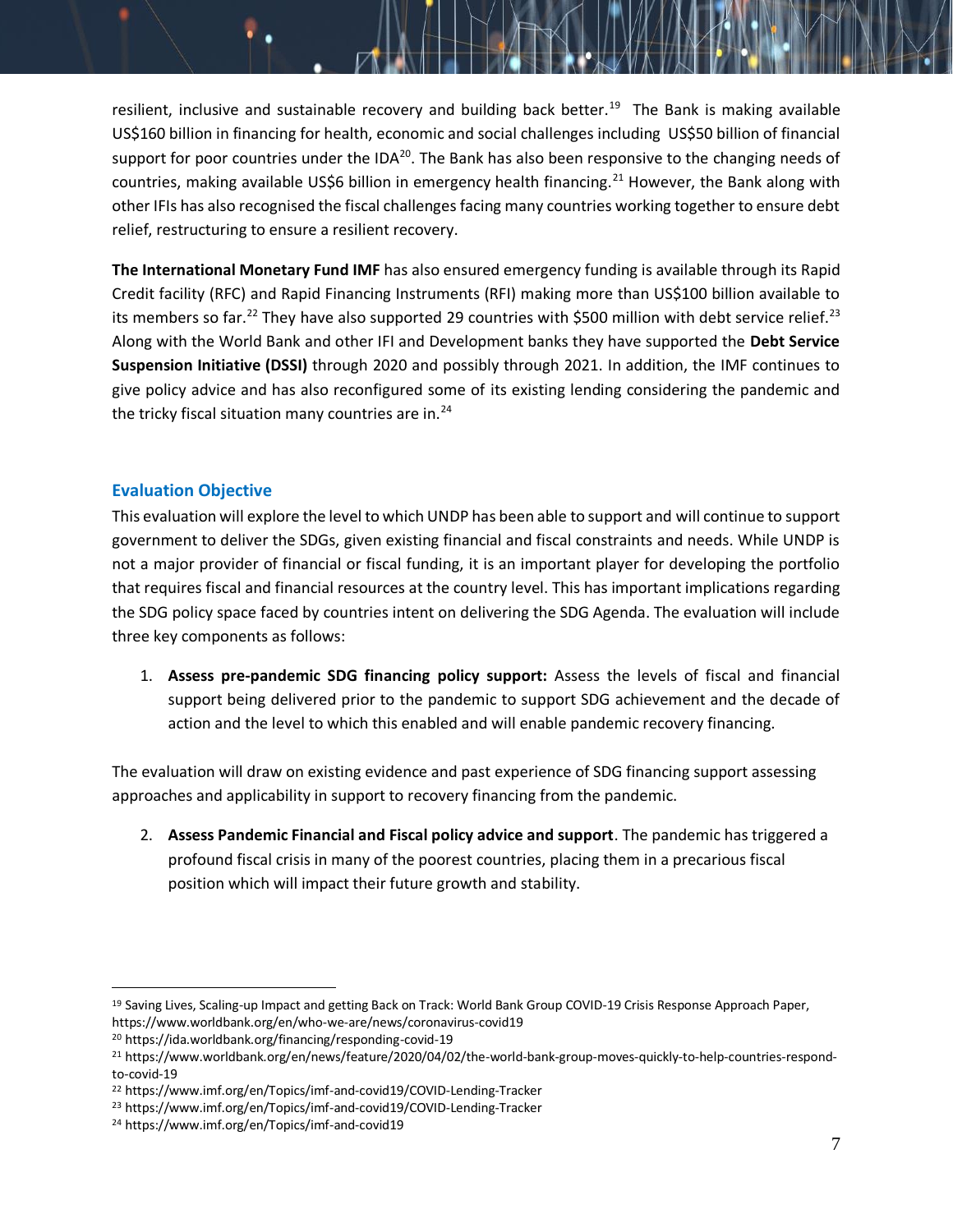resilient, inclusive and sustainable recovery and building back better.[19] The Bank is making available US$160 billion in financing for health, economic and social challenges including US$50 billion of financial support for poor countries under the IDA[20]. The Bank has also been responsive to the changing needs of countries, making available US$6 billion in emergency health financing.[21] However, the Bank along with other IFIs has also recognised the fiscal challenges facing many countries working together to ensure debt relief, restructuring to ensure a resilient recovery.

**The International Monetary Fund IMF** has also ensured emergency funding is available through its Rapid Credit facility (RFC) and Rapid Financing Instruments (RFI) making more than US$100 billion available to its members so far.[22] They have also supported 29 countries with $500 million with debt service relief.[23] Along with the World Bank and other IFI and Development banks they have supported the **Debt Service Suspension Initiative (DSSI)** through 2020 and possibly through 2021. In addition, the IMF continues to give policy advice and has also reconfigured some of its existing lending considering the pandemic and the tricky fiscal situation many countries are in.[24]

### Evaluation Objective

This evaluation will explore the level to which UNDP has been able to support and will continue to support government to deliver the SDGs, given existing financial and fiscal constraints and needs. While UNDP is not a major provider of financial or fiscal funding, it is an important player for developing the portfolio that requires fiscal and financial resources at the country level. This has important implications regarding the SDG policy space faced by countries intent on delivering the SDG Agenda. The evaluation will include three key components as follows:

1. **Assess pre-pandemic SDG financing policy support:** Assess the levels of fiscal and financial support being delivered prior to the pandemic to support SDG achievement and the decade of action and the level to which this enabled and will enable pandemic recovery financing.

The evaluation will draw on existing evidence and past experience of SDG financing support assessing approaches and applicability in support to recovery financing from the pandemic.

2. **Assess Pandemic Financial and Fiscal policy advice and support**. The pandemic has triggered a profound fiscal crisis in many of the poorest countries, placing them in a precarious fiscal position which will impact their future growth and stability.

---

[19] Saving Lives, Scaling-up Impact and getting Back on Track: World Bank Group COVID-19 Crisis Response Approach Paper, https://www.worldbank.org/en/who-we-are/news/coronavirus-covid19

[20] https://ida.worldbank.org/financing/responding-covid-19

[21] https://www.worldbank.org/en/news/feature/2020/04/02/the-world-bank-group-moves-quickly-to-help-countries-respond-to-covid-19

[22] https://www.imf.org/en/Topics/imf-and-covid19/COVID-Lending-Tracker

[23] https://www.imf.org/en/Topics/imf-and-covid19/COVID-Lending-Tracker

[24] https://www.imf.org/en/Topics/imf-and-covid19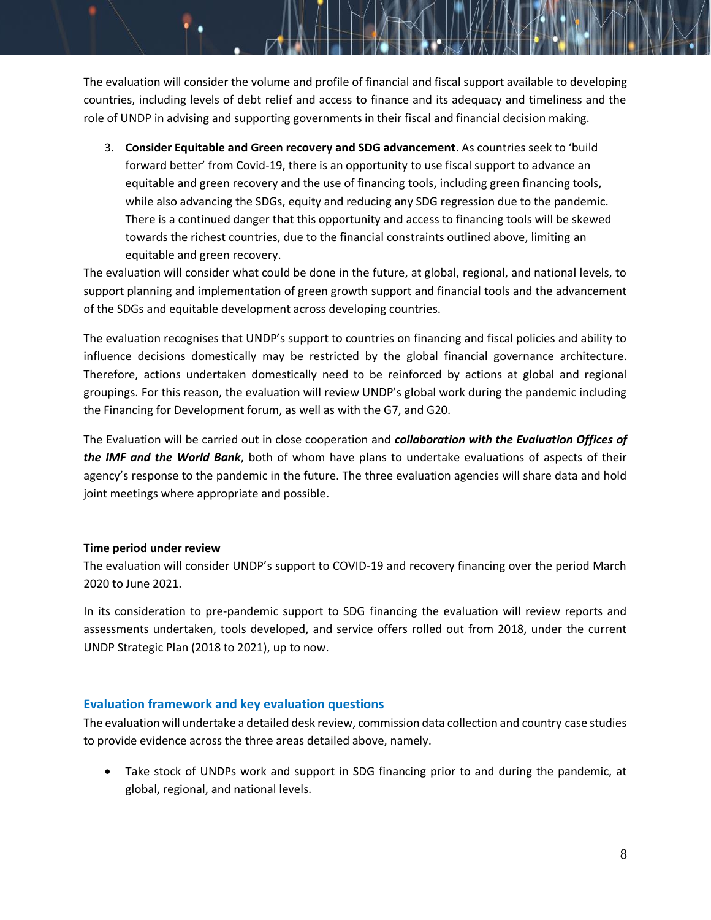The evaluation will consider the volume and profile of financial and fiscal support available to developing countries, including levels of debt relief and access to finance and its adequacy and timeliness and the role of UNDP in advising and supporting governments in their fiscal and financial decision making.

3. **Consider Equitable and Green recovery and SDG advancement**. As countries seek to 'build forward better' from Covid-19, there is an opportunity to use fiscal support to advance an equitable and green recovery and the use of financing tools, including green financing tools, while also advancing the SDGs, equity and reducing any SDG regression due to the pandemic. There is a continued danger that this opportunity and access to financing tools will be skewed towards the richest countries, due to the financial constraints outlined above, limiting an equitable and green recovery.

The evaluation will consider what could be done in the future, at global, regional, and national levels, to support planning and implementation of green growth support and financial tools and the advancement of the SDGs and equitable development across developing countries.

The evaluation recognises that UNDP's support to countries on financing and fiscal policies and ability to influence decisions domestically may be restricted by the global financial governance architecture. Therefore, actions undertaken domestically need to be reinforced by actions at global and regional groupings. For this reason, the evaluation will review UNDP's global work during the pandemic including the Financing for Development forum, as well as with the G7, and G20.

The Evaluation will be carried out in close cooperation and ***collaboration with the Evaluation Offices of the IMF and the World Bank***, both of whom have plans to undertake evaluations of aspects of their agency's response to the pandemic in the future. The three evaluation agencies will share data and hold joint meetings where appropriate and possible.

**Time period under review**

The evaluation will consider UNDP's support to COVID-19 and recovery financing over the period March 2020 to June 2021.

In its consideration to pre-pandemic support to SDG financing the evaluation will review reports and assessments undertaken, tools developed, and service offers rolled out from 2018, under the current UNDP Strategic Plan (2018 to 2021), up to now.

## Evaluation framework and key evaluation questions

The evaluation will undertake a detailed desk review, commission data collection and country case studies to provide evidence across the three areas detailed above, namely.

- Take stock of UNDPs work and support in SDG financing prior to and during the pandemic, at global, regional, and national levels.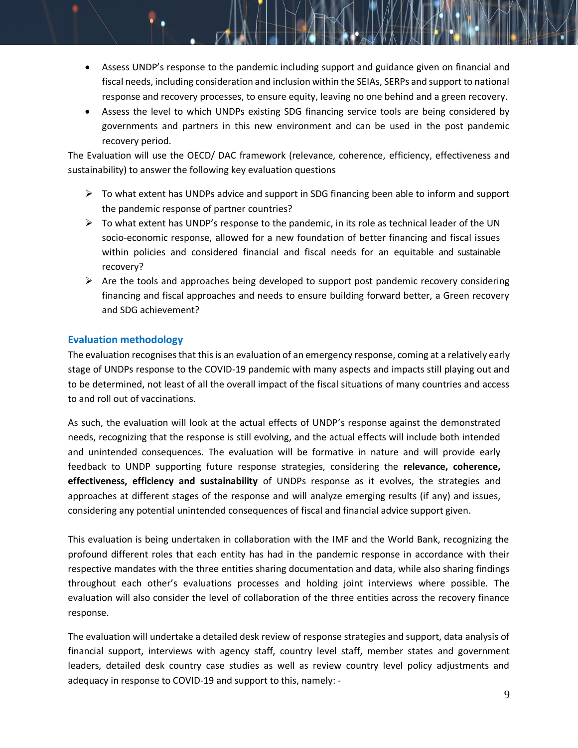- Assess UNDP's response to the pandemic including support and guidance given on financial and fiscal needs, including consideration and inclusion within the SEIAs, SERPs and support to national response and recovery processes, to ensure equity, leaving no one behind and a green recovery.
- Assess the level to which UNDPs existing SDG financing service tools are being considered by governments and partners in this new environment and can be used in the post pandemic recovery period.

The Evaluation will use the OECD/ DAC framework (relevance, coherence, efficiency, effectiveness and sustainability) to answer the following key evaluation questions

- To what extent has UNDPs advice and support in SDG financing been able to inform and support the pandemic response of partner countries?
- To what extent has UNDP's response to the pandemic, in its role as technical leader of the UN socio-economic response, allowed for a new foundation of better financing and fiscal issues within policies and considered financial and fiscal needs for an equitable and sustainable recovery?
- Are the tools and approaches being developed to support post pandemic recovery considering financing and fiscal approaches and needs to ensure building forward better, a Green recovery and SDG achievement?

## Evaluation methodology

The evaluation recognises that this is an evaluation of an emergency response, coming at a relatively early stage of UNDPs response to the COVID-19 pandemic with many aspects and impacts still playing out and to be determined, not least of all the overall impact of the fiscal situations of many countries and access to and roll out of vaccinations.

As such, the evaluation will look at the actual effects of UNDP's response against the demonstrated needs, recognizing that the response is still evolving, and the actual effects will include both intended and unintended consequences. The evaluation will be formative in nature and will provide early feedback to UNDP supporting future response strategies, considering the **relevance, coherence, effectiveness, efficiency and sustainability** of UNDPs response as it evolves, the strategies and approaches at different stages of the response and will analyze emerging results (if any) and issues, considering any potential unintended consequences of fiscal and financial advice support given.

This evaluation is being undertaken in collaboration with the IMF and the World Bank, recognizing the profound different roles that each entity has had in the pandemic response in accordance with their respective mandates with the three entities sharing documentation and data, while also sharing findings throughout each other's evaluations processes and holding joint interviews where possible. The evaluation will also consider the level of collaboration of the three entities across the recovery finance response.

The evaluation will undertake a detailed desk review of response strategies and support, data analysis of financial support, interviews with agency staff, country level staff, member states and government leaders, detailed desk country case studies as well as review country level policy adjustments and adequacy in response to COVID-19 and support to this, namely: -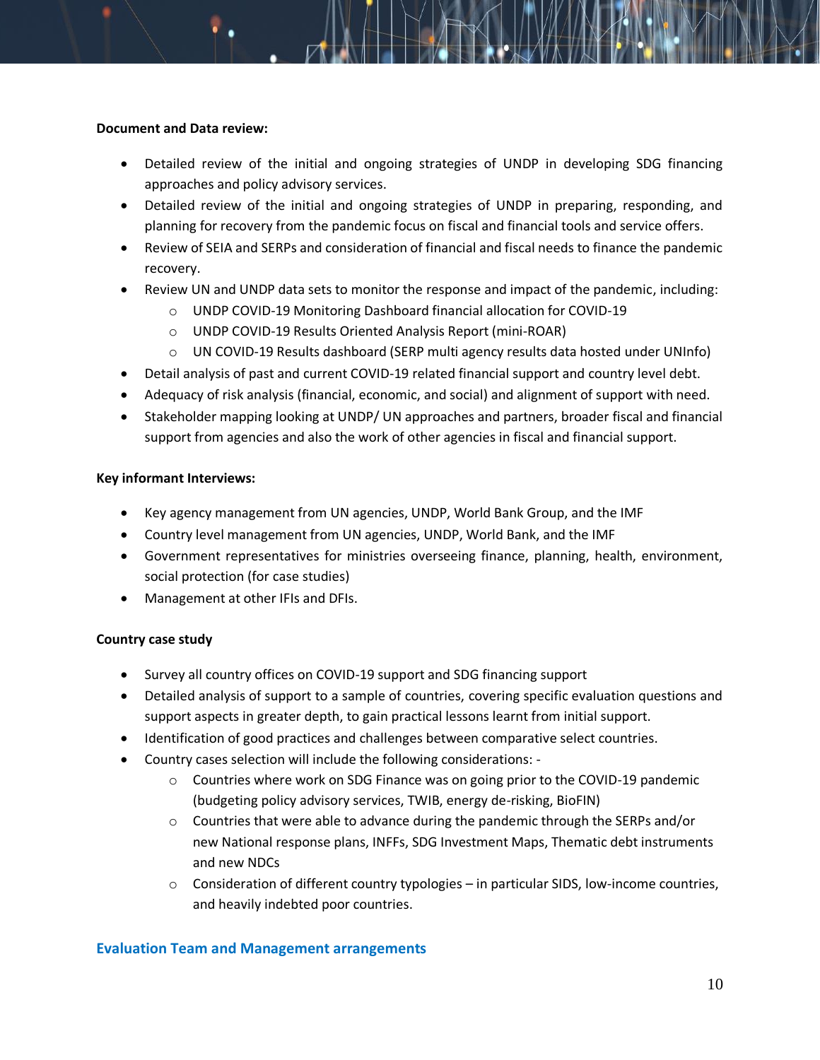**Document and Data review:**

- Detailed review of the initial and ongoing strategies of UNDP in developing SDG financing approaches and policy advisory services.
- Detailed review of the initial and ongoing strategies of UNDP in preparing, responding, and planning for recovery from the pandemic focus on fiscal and financial tools and service offers.
- Review of SEIA and SERPs and consideration of financial and fiscal needs to finance the pandemic recovery.
- Review UN and UNDP data sets to monitor the response and impact of the pandemic, including:
  - UNDP COVID-19 Monitoring Dashboard financial allocation for COVID-19
  - UNDP COVID-19 Results Oriented Analysis Report (mini-ROAR)
  - UN COVID-19 Results dashboard (SERP multi agency results data hosted under UNInfo)
- Detail analysis of past and current COVID-19 related financial support and country level debt.
- Adequacy of risk analysis (financial, economic, and social) and alignment of support with need.
- Stakeholder mapping looking at UNDP/ UN approaches and partners, broader fiscal and financial support from agencies and also the work of other agencies in fiscal and financial support.

**Key informant Interviews:**

- Key agency management from UN agencies, UNDP, World Bank Group, and the IMF
- Country level management from UN agencies, UNDP, World Bank, and the IMF
- Government representatives for ministries overseeing finance, planning, health, environment, social protection (for case studies)
- Management at other IFIs and DFIs.

**Country case study**

- Survey all country offices on COVID-19 support and SDG financing support
- Detailed analysis of support to a sample of countries, covering specific evaluation questions and support aspects in greater depth, to gain practical lessons learnt from initial support.
- Identification of good practices and challenges between comparative select countries.
- Country cases selection will include the following considerations: -
  - Countries where work on SDG Finance was on going prior to the COVID-19 pandemic (budgeting policy advisory services, TWIB, energy de-risking, BioFIN)
  - Countries that were able to advance during the pandemic through the SERPs and/or new National response plans, INFFs, SDG Investment Maps, Thematic debt instruments and new NDCs
  - Consideration of different country typologies – in particular SIDS, low-income countries, and heavily indebted poor countries.

## Evaluation Team and Management arrangements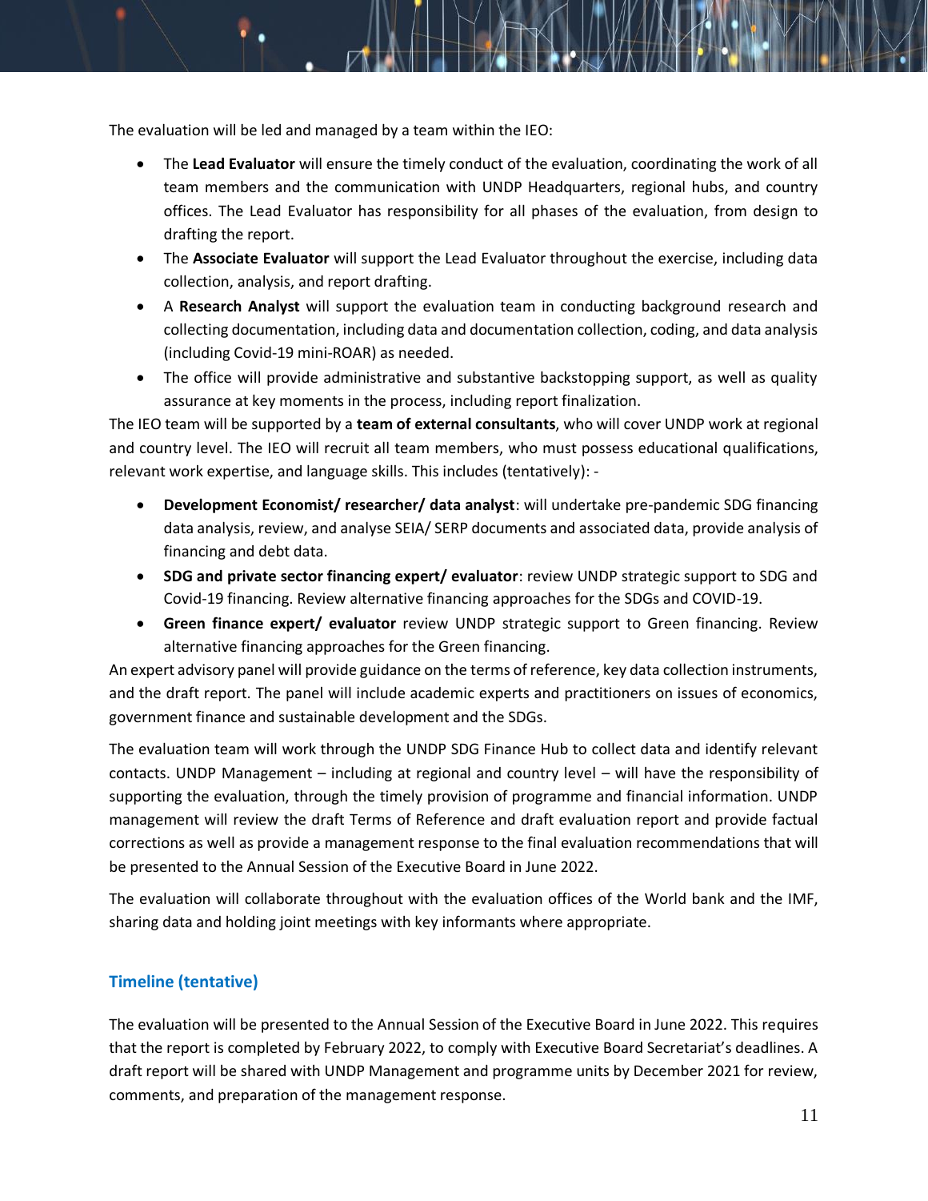The evaluation will be led and managed by a team within the IEO:

- The **Lead Evaluator** will ensure the timely conduct of the evaluation, coordinating the work of all team members and the communication with UNDP Headquarters, regional hubs, and country offices. The Lead Evaluator has responsibility for all phases of the evaluation, from design to drafting the report.
- The **Associate Evaluator** will support the Lead Evaluator throughout the exercise, including data collection, analysis, and report drafting.
- A **Research Analyst** will support the evaluation team in conducting background research and collecting documentation, including data and documentation collection, coding, and data analysis (including Covid-19 mini-ROAR) as needed.
- The office will provide administrative and substantive backstopping support, as well as quality assurance at key moments in the process, including report finalization.

The IEO team will be supported by a **team of external consultants**, who will cover UNDP work at regional and country level. The IEO will recruit all team members, who must possess educational qualifications, relevant work expertise, and language skills. This includes (tentatively): -

- **Development Economist/ researcher/ data analyst**: will undertake pre-pandemic SDG financing data analysis, review, and analyse SEIA/ SERP documents and associated data, provide analysis of financing and debt data.
- **SDG and private sector financing expert/ evaluator**: review UNDP strategic support to SDG and Covid-19 financing. Review alternative financing approaches for the SDGs and COVID-19.
- **Green finance expert/ evaluator** review UNDP strategic support to Green financing. Review alternative financing approaches for the Green financing.

An expert advisory panel will provide guidance on the terms of reference, key data collection instruments, and the draft report. The panel will include academic experts and practitioners on issues of economics, government finance and sustainable development and the SDGs.

The evaluation team will work through the UNDP SDG Finance Hub to collect data and identify relevant contacts. UNDP Management – including at regional and country level – will have the responsibility of supporting the evaluation, through the timely provision of programme and financial information. UNDP management will review the draft Terms of Reference and draft evaluation report and provide factual corrections as well as provide a management response to the final evaluation recommendations that will be presented to the Annual Session of the Executive Board in June 2022.

The evaluation will collaborate throughout with the evaluation offices of the World bank and the IMF, sharing data and holding joint meetings with key informants where appropriate.

## Timeline (tentative)

The evaluation will be presented to the Annual Session of the Executive Board in June 2022. This requires that the report is completed by February 2022, to comply with Executive Board Secretariat's deadlines. A draft report will be shared with UNDP Management and programme units by December 2021 for review, comments, and preparation of the management response.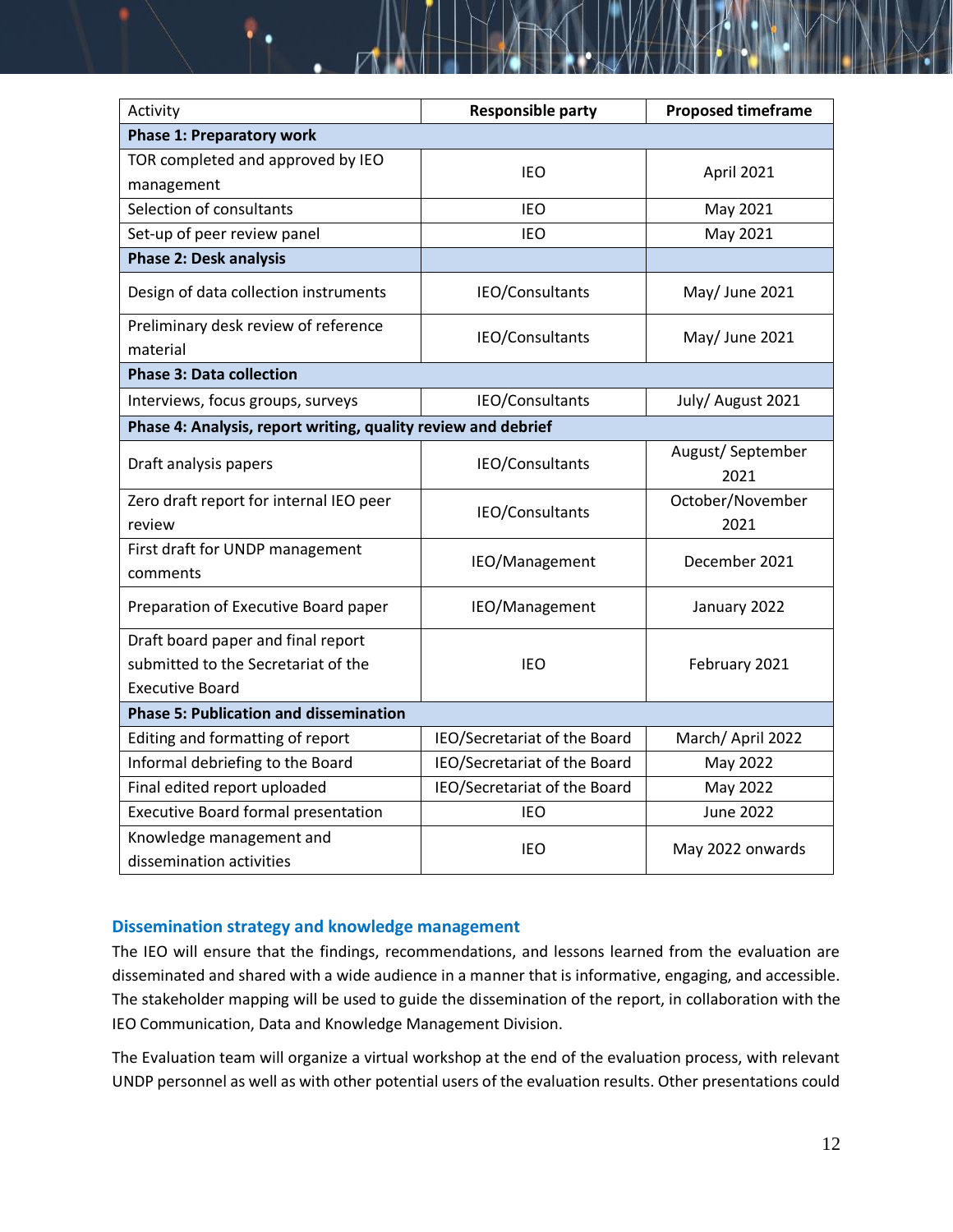| Activity | Responsible party | Proposed timeframe |
|---|---|---|
| **Phase 1: Preparatory work** | | |
| TOR completed and approved by IEO management | IEO | April 2021 |
| Selection of consultants | IEO | May 2021 |
| Set-up of peer review panel | IEO | May 2021 |
| **Phase 2: Desk analysis** | | |
| Design of data collection instruments | IEO/Consultants | May/ June 2021 |
| Preliminary desk review of reference material | IEO/Consultants | May/ June 2021 |
| **Phase 3: Data collection** | | |
| Interviews, focus groups, surveys | IEO/Consultants | July/ August 2021 |
| **Phase 4: Analysis, report writing, quality review and debrief** | | |
| Draft analysis papers | IEO/Consultants | August/ September 2021 |
| Zero draft report for internal IEO peer review | IEO/Consultants | October/November 2021 |
| First draft for UNDP management comments | IEO/Management | December 2021 |
| Preparation of Executive Board paper | IEO/Management | January 2022 |
| Draft board paper and final report submitted to the Secretariat of the Executive Board | IEO | February 2021 |
| **Phase 5: Publication and dissemination** | | |
| Editing and formatting of report | IEO/Secretariat of the Board | March/ April 2022 |
| Informal debriefing to the Board | IEO/Secretariat of the Board | May 2022 |
| Final edited report uploaded | IEO/Secretariat of the Board | May 2022 |
| Executive Board formal presentation | IEO | June 2022 |
| Knowledge management and dissemination activities | IEO | May 2022 onwards |

## Dissemination strategy and knowledge management

The IEO will ensure that the findings, recommendations, and lessons learned from the evaluation are disseminated and shared with a wide audience in a manner that is informative, engaging, and accessible. The stakeholder mapping will be used to guide the dissemination of the report, in collaboration with the IEO Communication, Data and Knowledge Management Division.

The Evaluation team will organize a virtual workshop at the end of the evaluation process, with relevant UNDP personnel as well as with other potential users of the evaluation results. Other presentations could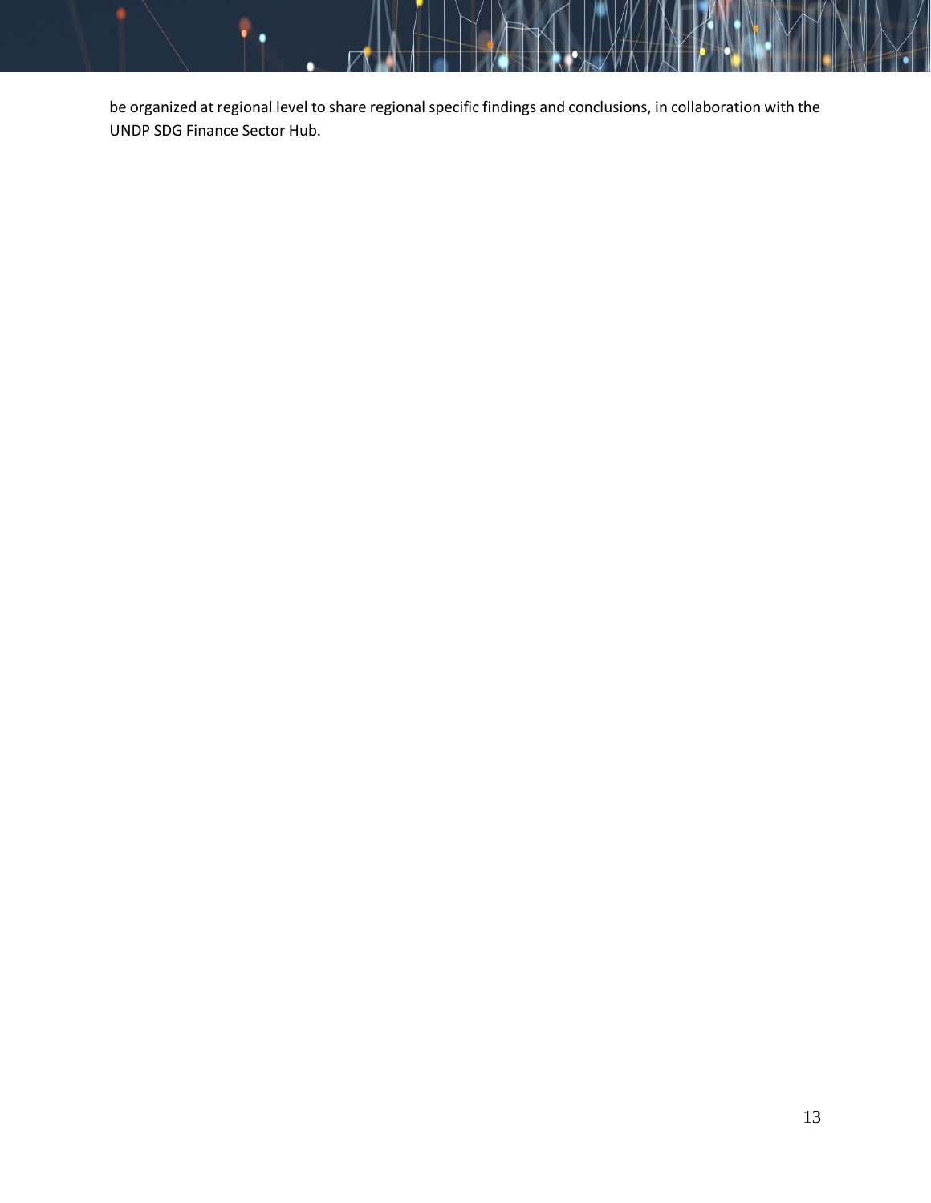be organized at regional level to share regional specific findings and conclusions, in collaboration with the UNDP SDG Finance Sector Hub.